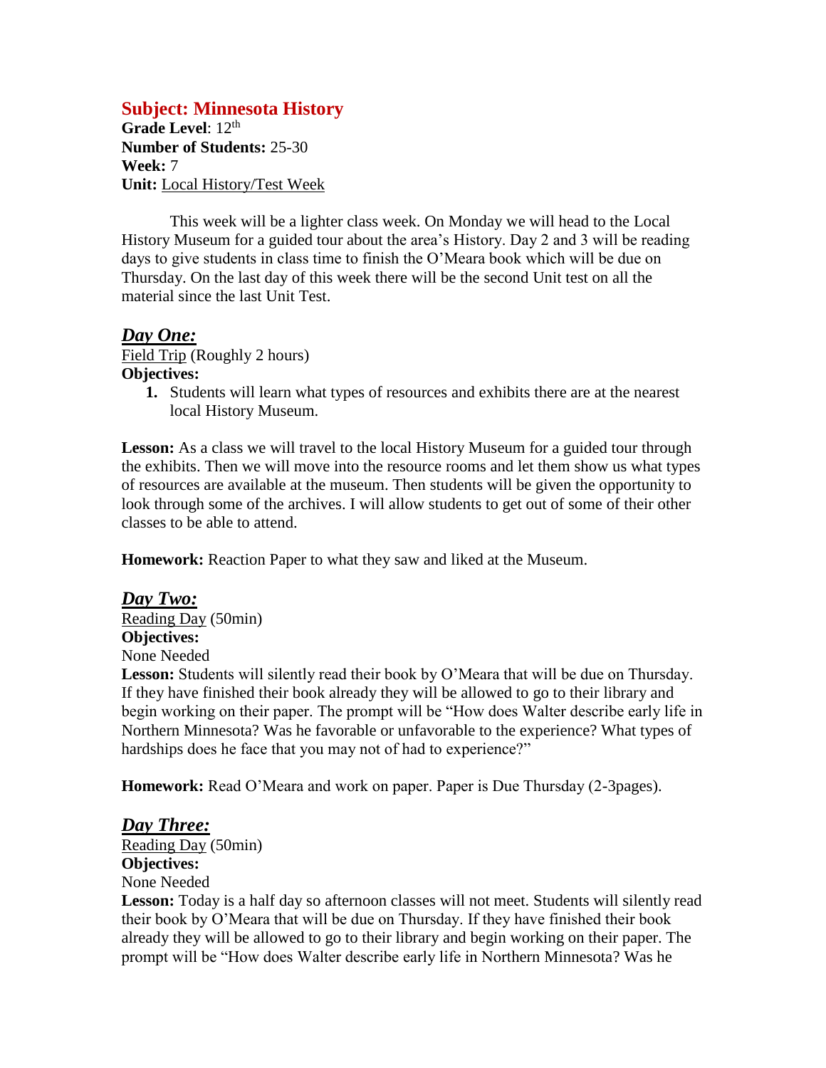## Subject: Minnesota History

**Grade Level**: 12th
**Number of Students:** 25-30
**Week:** 7
**Unit:** Local History/Test Week

This week will be a lighter class week. On Monday we will head to the Local History Museum for a guided tour about the area's History. Day 2 and 3 will be reading days to give students in class time to finish the O'Meara book which will be due on Thursday. On the last day of this week there will be the second Unit test on all the material since the last Unit Test.

### *Day One:*

Field Trip (Roughly 2 hours)
**Objectives:**

1. Students will learn what types of resources and exhibits there are at the nearest local History Museum.

**Lesson:** As a class we will travel to the local History Museum for a guided tour through the exhibits. Then we will move into the resource rooms and let them show us what types of resources are available at the museum. Then students will be given the opportunity to look through some of the archives. I will allow students to get out of some of their other classes to be able to attend.

**Homework:** Reaction Paper to what they saw and liked at the Museum.

### *Day Two:*

Reading Day (50min)
**Objectives:**
None Needed
**Lesson:** Students will silently read their book by O'Meara that will be due on Thursday. If they have finished their book already they will be allowed to go to their library and begin working on their paper. The prompt will be "How does Walter describe early life in Northern Minnesota? Was he favorable or unfavorable to the experience? What types of hardships does he face that you may not of had to experience?"

**Homework:** Read O'Meara and work on paper. Paper is Due Thursday (2-3pages).

### *Day Three:*

Reading Day (50min)
**Objectives:**
None Needed
**Lesson:** Today is a half day so afternoon classes will not meet. Students will silently read their book by O'Meara that will be due on Thursday. If they have finished their book already they will be allowed to go to their library and begin working on their paper. The prompt will be "How does Walter describe early life in Northern Minnesota? Was he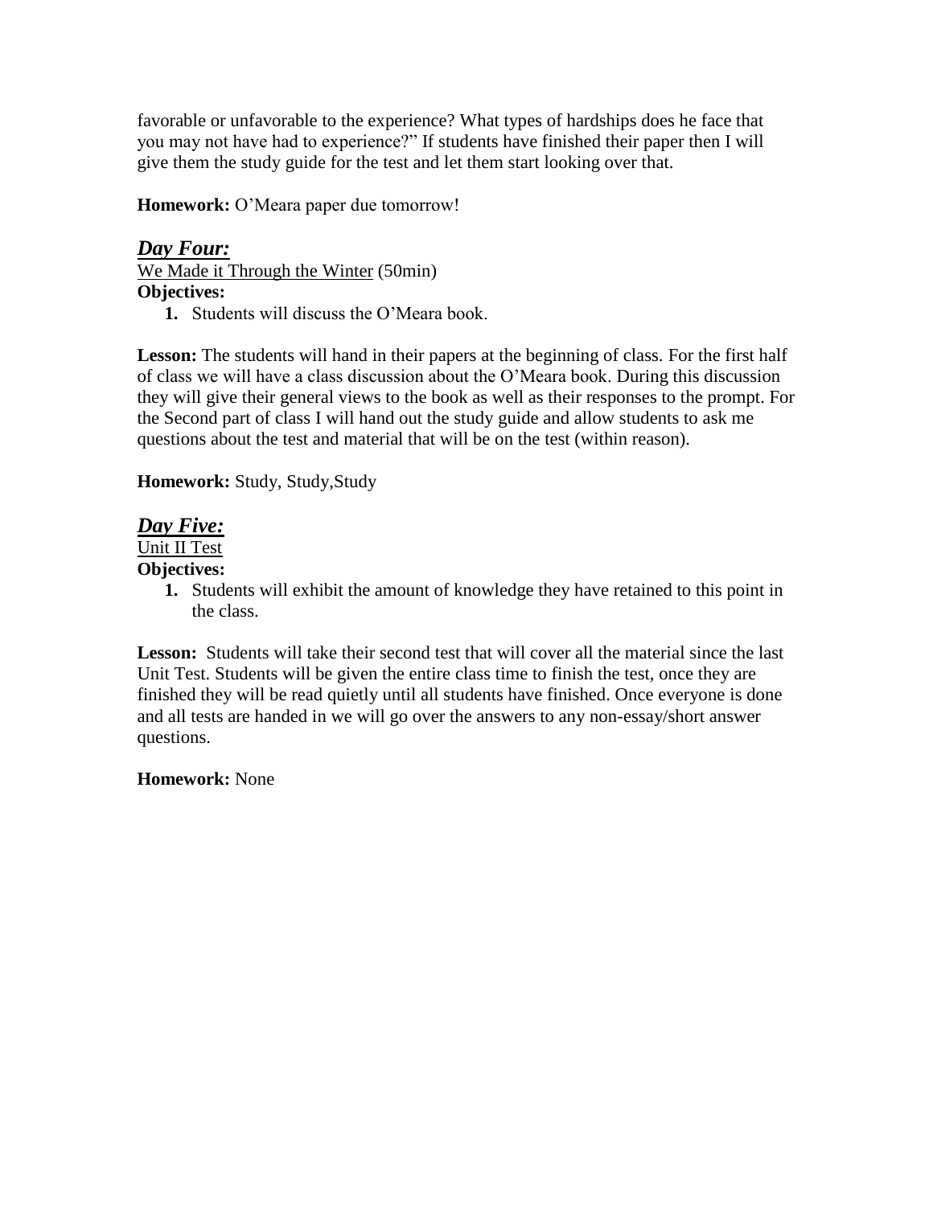favorable or unfavorable to the experience? What types of hardships does he face that you may not have had to experience?" If students have finished their paper then I will give them the study guide for the test and let them start looking over that.

**Homework:** O'Meara paper due tomorrow!

## ***Day Four:***

We Made it Through the Winter (50min)

**Objectives:**

1. Students will discuss the O'Meara book.

**Lesson:** The students will hand in their papers at the beginning of class. For the first half of class we will have a class discussion about the O'Meara book. During this discussion they will give their general views to the book as well as their responses to the prompt. For the Second part of class I will hand out the study guide and allow students to ask me questions about the test and material that will be on the test (within reason).

**Homework:** Study, Study,Study

## ***Day Five:***

Unit II Test

**Objectives:**

1. Students will exhibit the amount of knowledge they have retained to this point in the class.

**Lesson:** Students will take their second test that will cover all the material since the last Unit Test. Students will be given the entire class time to finish the test, once they are finished they will be read quietly until all students have finished. Once everyone is done and all tests are handed in we will go over the answers to any non-essay/short answer questions.

**Homework:** None